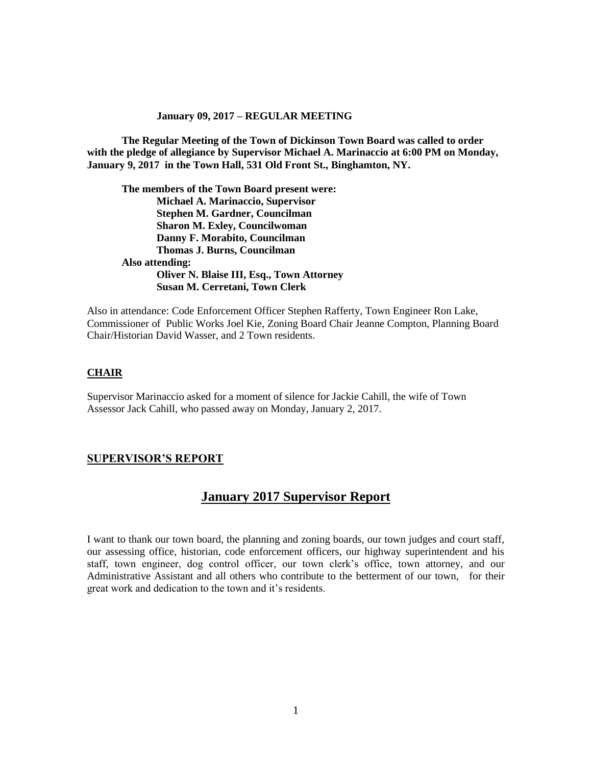**January 09, 2017 – REGULAR MEETING**

**The Regular Meeting of the Town of Dickinson Town Board was called to order with the pledge of allegiance by Supervisor Michael A. Marinaccio at 6:00 PM on Monday, January 9, 2017 in the Town Hall, 531 Old Front St., Binghamton, NY.**

**The members of the Town Board present were:**
**Michael A. Marinaccio, Supervisor**
**Stephen M. Gardner, Councilman**
**Sharon M. Exley, Councilwoman**
**Danny F. Morabito, Councilman**
**Thomas J. Burns, Councilman**
**Also attending:**
**Oliver N. Blaise III, Esq., Town Attorney**
**Susan M. Cerretani, Town Clerk**

Also in attendance: Code Enforcement Officer Stephen Rafferty, Town Engineer Ron Lake, Commissioner of Public Works Joel Kie, Zoning Board Chair Jeanne Compton, Planning Board Chair/Historian David Wasser, and 2 Town residents.

## CHAIR

Supervisor Marinaccio asked for a moment of silence for Jackie Cahill, the wife of Town Assessor Jack Cahill, who passed away on Monday, January 2, 2017.

## SUPERVISOR'S REPORT

# January 2017 Supervisor Report

I want to thank our town board, the planning and zoning boards, our town judges and court staff, our assessing office, historian, code enforcement officers, our highway superintendent and his staff, town engineer, dog control officer, our town clerk's office, town attorney, and our Administrative Assistant and all others who contribute to the betterment of our town, for their great work and dedication to the town and it's residents.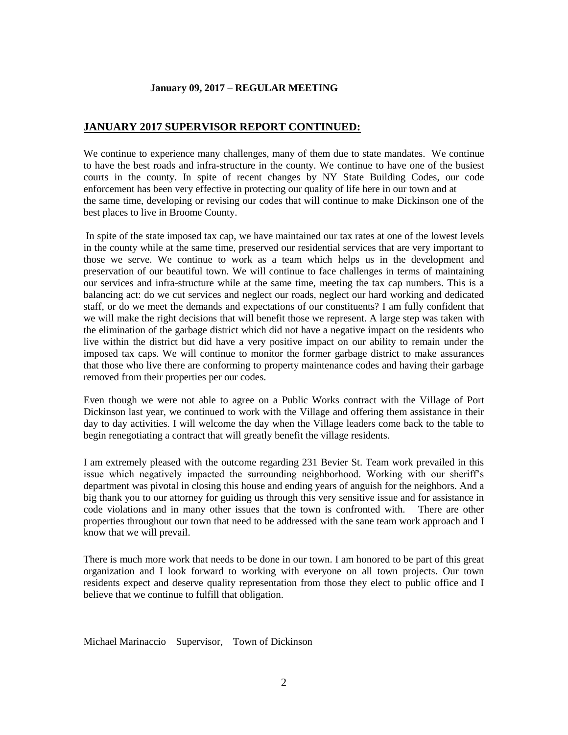**January 09, 2017 – REGULAR MEETING**

## JANUARY 2017 SUPERVISOR REPORT CONTINUED:

We continue to experience many challenges, many of them due to state mandates. We continue to have the best roads and infra-structure in the county. We continue to have one of the busiest courts in the county. In spite of recent changes by NY State Building Codes, our code enforcement has been very effective in protecting our quality of life here in our town and at the same time, developing or revising our codes that will continue to make Dickinson one of the best places to live in Broome County.

In spite of the state imposed tax cap, we have maintained our tax rates at one of the lowest levels in the county while at the same time, preserved our residential services that are very important to those we serve. We continue to work as a team which helps us in the development and preservation of our beautiful town. We will continue to face challenges in terms of maintaining our services and infra-structure while at the same time, meeting the tax cap numbers. This is a balancing act: do we cut services and neglect our roads, neglect our hard working and dedicated staff, or do we meet the demands and expectations of our constituents? I am fully confident that we will make the right decisions that will benefit those we represent. A large step was taken with the elimination of the garbage district which did not have a negative impact on the residents who live within the district but did have a very positive impact on our ability to remain under the imposed tax caps. We will continue to monitor the former garbage district to make assurances that those who live there are conforming to property maintenance codes and having their garbage removed from their properties per our codes.

Even though we were not able to agree on a Public Works contract with the Village of Port Dickinson last year, we continued to work with the Village and offering them assistance in their day to day activities. I will welcome the day when the Village leaders come back to the table to begin renegotiating a contract that will greatly benefit the village residents.

I am extremely pleased with the outcome regarding 231 Bevier St. Team work prevailed in this issue which negatively impacted the surrounding neighborhood. Working with our sheriff's department was pivotal in closing this house and ending years of anguish for the neighbors. And a big thank you to our attorney for guiding us through this very sensitive issue and for assistance in code violations and in many other issues that the town is confronted with. There are other properties throughout our town that need to be addressed with the sane team work approach and I know that we will prevail.

There is much more work that needs to be done in our town. I am honored to be part of this great organization and I look forward to working with everyone on all town projects. Our town residents expect and deserve quality representation from those they elect to public office and I believe that we continue to fulfill that obligation.

Michael Marinaccio Supervisor, Town of Dickinson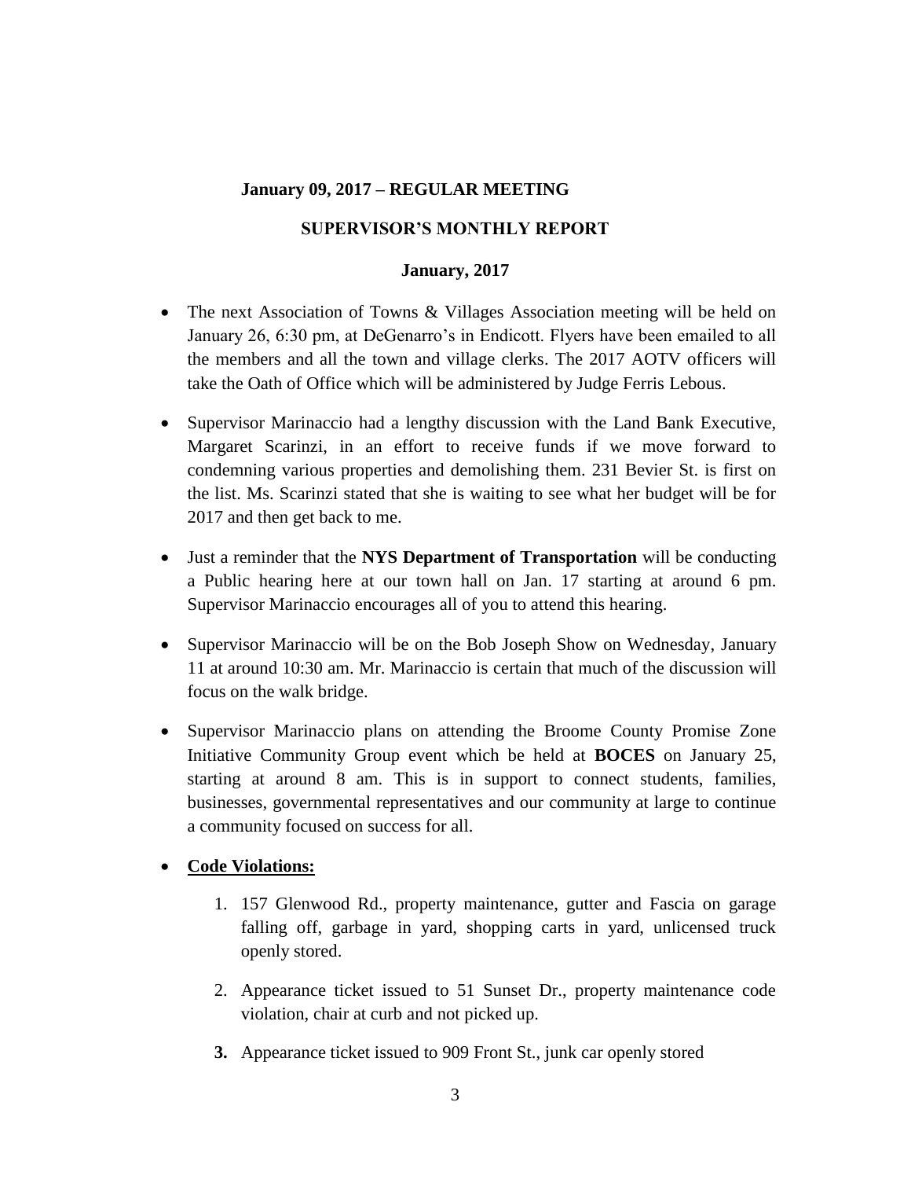**January 09, 2017 – REGULAR MEETING**

**SUPERVISOR'S MONTHLY REPORT**

**January, 2017**

- The next Association of Towns & Villages Association meeting will be held on January 26, 6:30 pm, at DeGenarro's in Endicott. Flyers have been emailed to all the members and all the town and village clerks. The 2017 AOTV officers will take the Oath of Office which will be administered by Judge Ferris Lebous.
- Supervisor Marinaccio had a lengthy discussion with the Land Bank Executive, Margaret Scarinzi, in an effort to receive funds if we move forward to condemning various properties and demolishing them. 231 Bevier St. is first on the list. Ms. Scarinzi stated that she is waiting to see what her budget will be for 2017 and then get back to me.
- Just a reminder that the **NYS Department of Transportation** will be conducting a Public hearing here at our town hall on Jan. 17 starting at around 6 pm. Supervisor Marinaccio encourages all of you to attend this hearing.
- Supervisor Marinaccio will be on the Bob Joseph Show on Wednesday, January 11 at around 10:30 am. Mr. Marinaccio is certain that much of the discussion will focus on the walk bridge.
- Supervisor Marinaccio plans on attending the Broome County Promise Zone Initiative Community Group event which be held at **BOCES** on January 25, starting at around 8 am. This is in support to connect students, families, businesses, governmental representatives and our community at large to continue a community focused on success for all.
- **Code Violations:**
    1. 157 Glenwood Rd., property maintenance, gutter and Fascia on garage falling off, garbage in yard, shopping carts in yard, unlicensed truck openly stored.
    2. Appearance ticket issued to 51 Sunset Dr., property maintenance code violation, chair at curb and not picked up.
    3. Appearance ticket issued to 909 Front St., junk car openly stored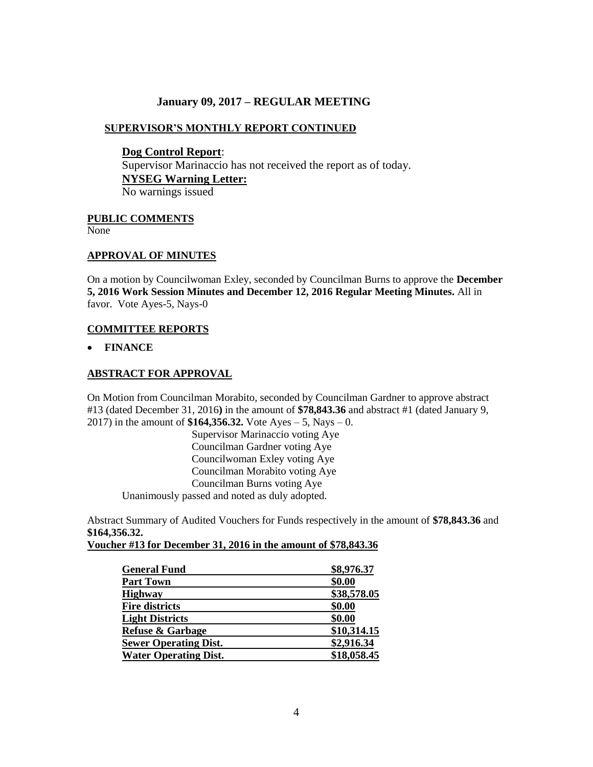## January 09, 2017 – REGULAR MEETING

### SUPERVISOR'S MONTHLY REPORT CONTINUED

**Dog Control Report**:
Supervisor Marinaccio has not received the report as of today.

**NYSEG Warning Letter:**
No warnings issued

### PUBLIC COMMENTS

None

### APPROVAL OF MINUTES

On a motion by Councilwoman Exley, seconded by Councilman Burns to approve the **December 5, 2016 Work Session Minutes and December 12, 2016 Regular Meeting Minutes.** All in favor. Vote Ayes-5, Nays-0

### COMMITTEE REPORTS

- **FINANCE**

### ABSTRACT FOR APPROVAL

On Motion from Councilman Morabito, seconded by Councilman Gardner to approve abstract #13 (dated December 31, 2016**)** in the amount of **$78,843.36** and abstract #1 (dated January 9, 2017) in the amount of **$164,356.32.** Vote Ayes – 5, Nays – 0.

Supervisor Marinaccio voting Aye
Councilman Gardner voting Aye
Councilwoman Exley voting Aye
Councilman Morabito voting Aye
Councilman Burns voting Aye

Unanimously passed and noted as duly adopted.

Abstract Summary of Audited Vouchers for Funds respectively in the amount of **$78,843.36** and **$164,356.32.**

**Voucher #13 for December 31, 2016 in the amount of $78,843.36**

| | |
|---|---|
| **General Fund** | **$8,976.37** |
| **Part Town** | **$0.00** |
| **Highway** | **$38,578.05** |
| **Fire districts** | **$0.00** |
| **Light Districts** | **$0.00** |
| **Refuse & Garbage** | **$10,314.15** |
| **Sewer Operating Dist.** | **$2,916.34** |
| **Water Operating Dist.** | **$18,058.45** |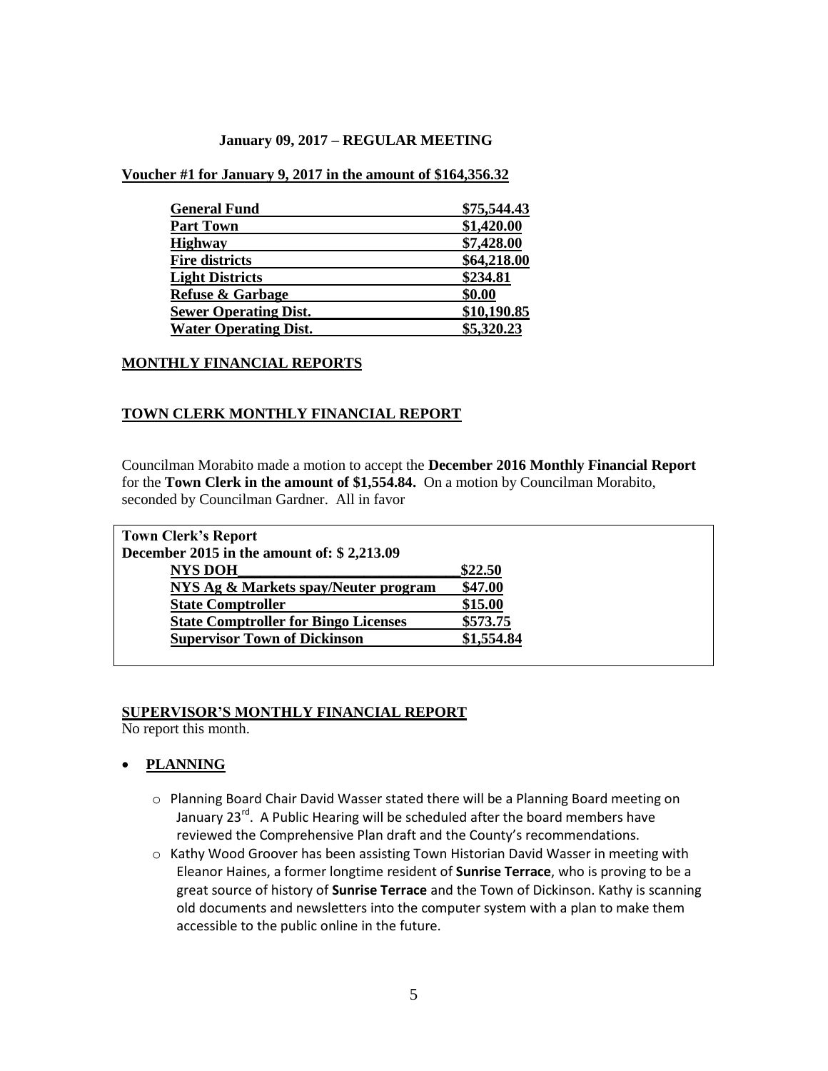**January 09, 2017 – REGULAR MEETING**

**Voucher #1 for January 9, 2017 in the amount of $164,356.32**

| | |
|---|---|
| **General Fund** | **$75,544.43** |
| **Part Town** | **$1,420.00** |
| **Highway** | **$7,428.00** |
| **Fire districts** | **$64,218.00** |
| **Light Districts** | **$234.81** |
| **Refuse & Garbage** | **$0.00** |
| **Sewer Operating Dist.** | **$10,190.85** |
| **Water Operating Dist.** | **$5,320.23** |

## MONTHLY FINANCIAL REPORTS

## TOWN CLERK MONTHLY FINANCIAL REPORT

Councilman Morabito made a motion to accept the **December 2016 Monthly Financial Report** for the **Town Clerk in the amount of $1,554.84.** On a motion by Councilman Morabito, seconded by Councilman Gardner. All in favor

**Town Clerk's Report**
**December 2015 in the amount of: $ 2,213.09**

| | |
|---|---|
| **NYS DOH** | **$22.50** |
| **NYS Ag & Markets spay/Neuter program** | **$47.00** |
| **State Comptroller** | **$15.00** |
| **State Comptroller for Bingo Licenses** | **$573.75** |
| **Supervisor Town of Dickinson** | **$1,554.84** |

## SUPERVISOR'S MONTHLY FINANCIAL REPORT

No report this month.

- **PLANNING**
  - Planning Board Chair David Wasser stated there will be a Planning Board meeting on January 23rd. A Public Hearing will be scheduled after the board members have reviewed the Comprehensive Plan draft and the County's recommendations.
  - Kathy Wood Groover has been assisting Town Historian David Wasser in meeting with Eleanor Haines, a former longtime resident of **Sunrise Terrace**, who is proving to be a great source of history of **Sunrise Terrace** and the Town of Dickinson. Kathy is scanning old documents and newsletters into the computer system with a plan to make them accessible to the public online in the future.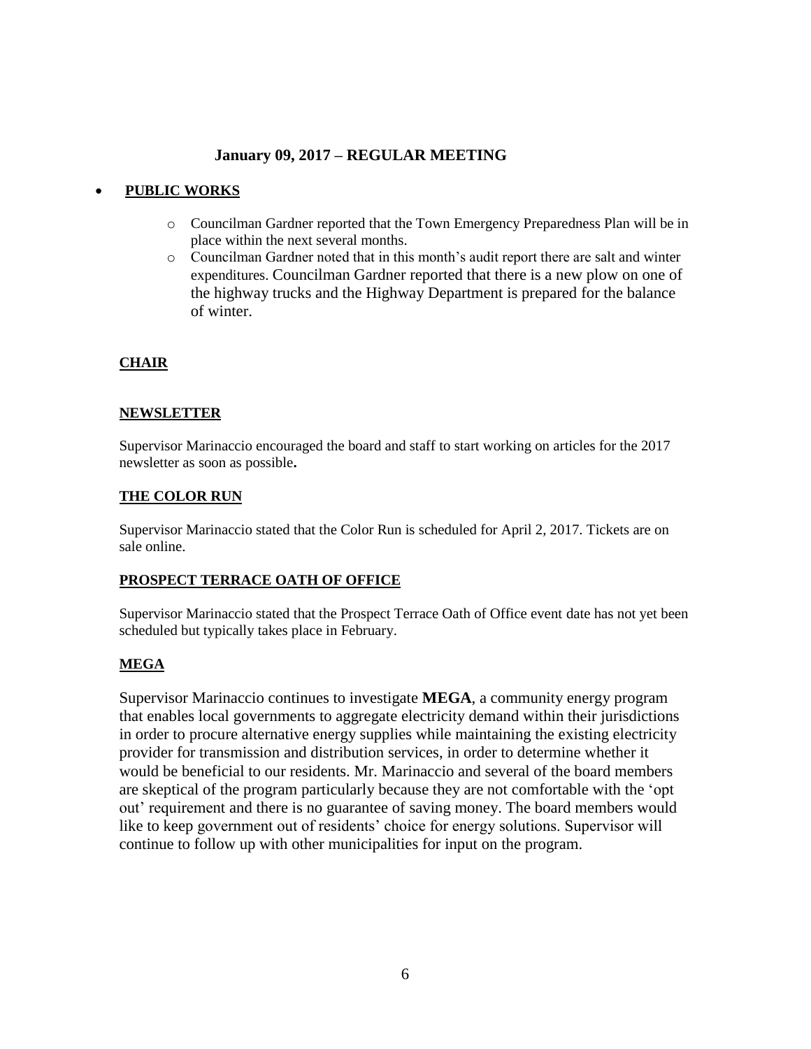**January 09, 2017 – REGULAR MEETING**

- **PUBLIC WORKS**
  - Councilman Gardner reported that the Town Emergency Preparedness Plan will be in place within the next several months.
  - Councilman Gardner noted that in this month's audit report there are salt and winter expenditures. Councilman Gardner reported that there is a new plow on one of the highway trucks and the Highway Department is prepared for the balance of winter.

**CHAIR**

**NEWSLETTER**

Supervisor Marinaccio encouraged the board and staff to start working on articles for the 2017 newsletter as soon as possible**.**

**THE COLOR RUN**

Supervisor Marinaccio stated that the Color Run is scheduled for April 2, 2017. Tickets are on sale online.

**PROSPECT TERRACE OATH OF OFFICE**

Supervisor Marinaccio stated that the Prospect Terrace Oath of Office event date has not yet been scheduled but typically takes place in February.

**MEGA**

Supervisor Marinaccio continues to investigate **MEGA**, a community energy program that enables local governments to aggregate electricity demand within their jurisdictions in order to procure alternative energy supplies while maintaining the existing electricity provider for transmission and distribution services, in order to determine whether it would be beneficial to our residents. Mr. Marinaccio and several of the board members are skeptical of the program particularly because they are not comfortable with the 'opt out' requirement and there is no guarantee of saving money. The board members would like to keep government out of residents' choice for energy solutions. Supervisor will continue to follow up with other municipalities for input on the program.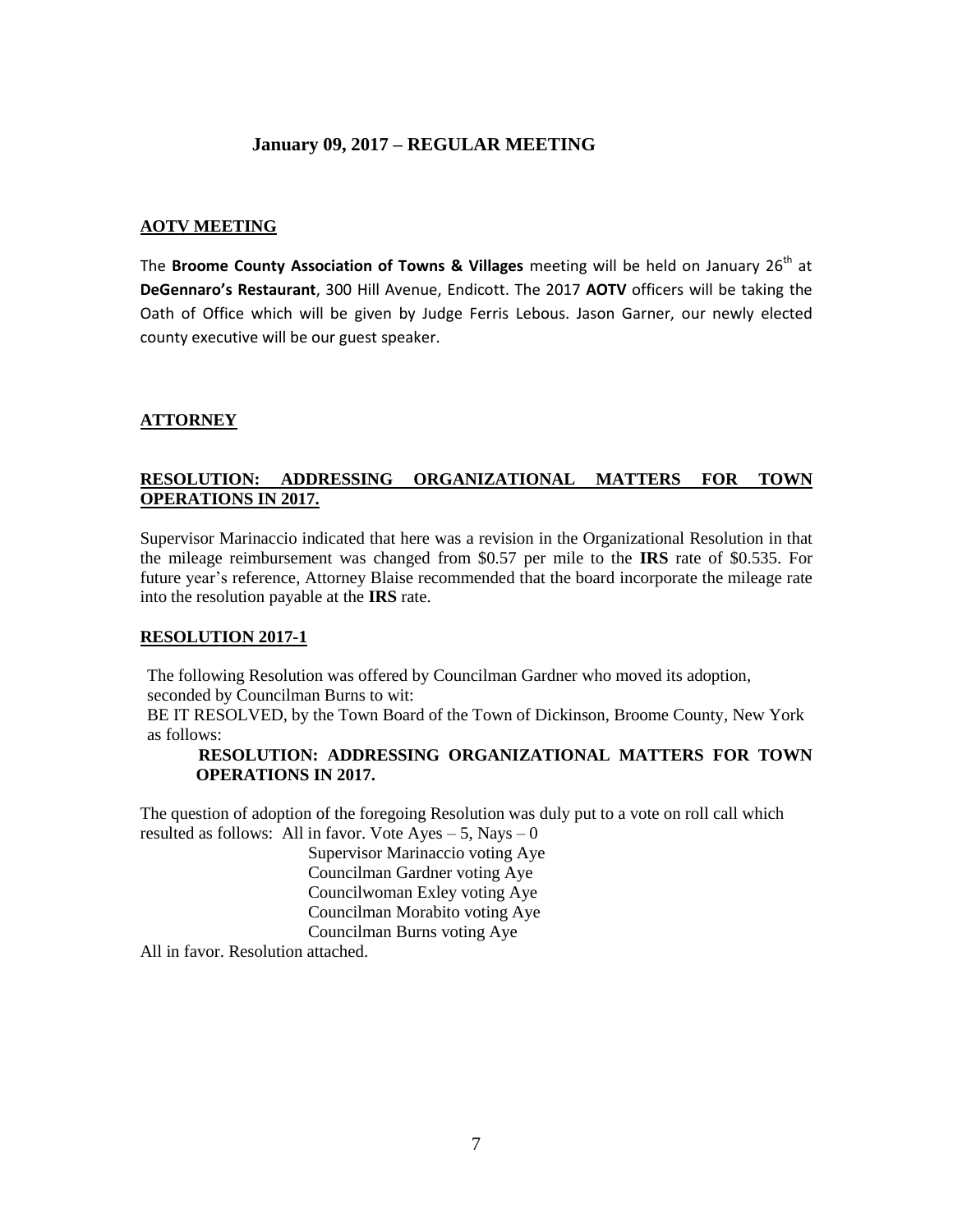**January 09, 2017 – REGULAR MEETING**

**AOTV MEETING**

The **Broome County Association of Towns & Villages** meeting will be held on January 26th at **DeGennaro's Restaurant**, 300 Hill Avenue, Endicott. The 2017 **AOTV** officers will be taking the Oath of Office which will be given by Judge Ferris Lebous. Jason Garner, our newly elected county executive will be our guest speaker.

**ATTORNEY**

**RESOLUTION: ADDRESSING ORGANIZATIONAL MATTERS FOR TOWN OPERATIONS IN 2017.**

Supervisor Marinaccio indicated that here was a revision in the Organizational Resolution in that the mileage reimbursement was changed from \$0.57 per mile to the **IRS** rate of \$0.535. For future year's reference, Attorney Blaise recommended that the board incorporate the mileage rate into the resolution payable at the **IRS** rate.

**RESOLUTION 2017-1**

The following Resolution was offered by Councilman Gardner who moved its adoption, seconded by Councilman Burns to wit:

BE IT RESOLVED, by the Town Board of the Town of Dickinson, Broome County, New York as follows:

**RESOLUTION: ADDRESSING ORGANIZATIONAL MATTERS FOR TOWN OPERATIONS IN 2017.**

The question of adoption of the foregoing Resolution was duly put to a vote on roll call which resulted as follows: All in favor. Vote Ayes – 5, Nays – 0

Supervisor Marinaccio voting Aye
Councilman Gardner voting Aye
Councilwoman Exley voting Aye
Councilman Morabito voting Aye
Councilman Burns voting Aye

All in favor. Resolution attached.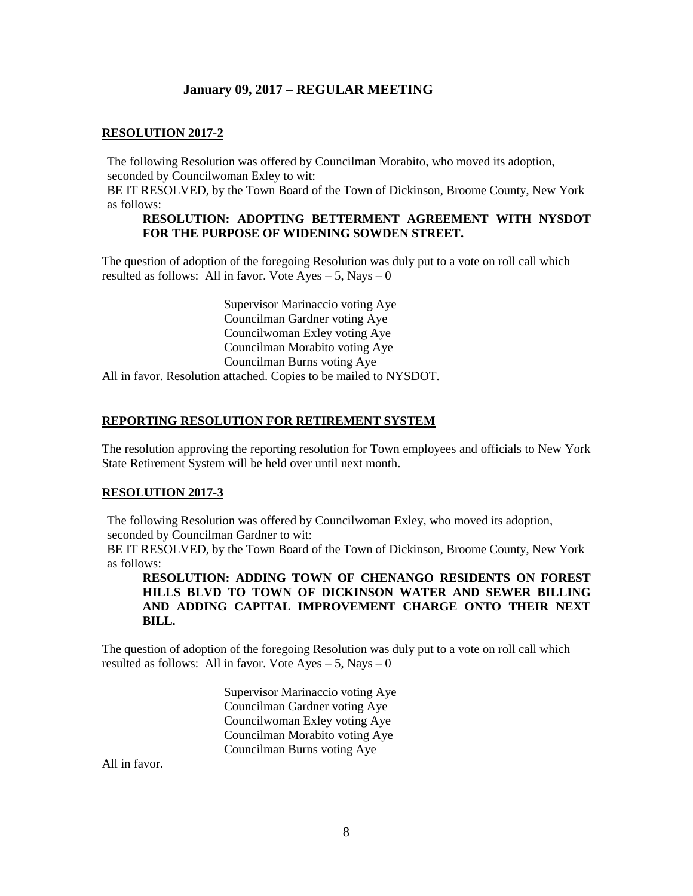## January 09, 2017 – REGULAR MEETING

**RESOLUTION 2017-2**

The following Resolution was offered by Councilman Morabito, who moved its adoption, seconded by Councilwoman Exley to wit:
BE IT RESOLVED, by the Town Board of the Town of Dickinson, Broome County, New York as follows:

**RESOLUTION: ADOPTING BETTERMENT AGREEMENT WITH NYSDOT FOR THE PURPOSE OF WIDENING SOWDEN STREET.**

The question of adoption of the foregoing Resolution was duly put to a vote on roll call which resulted as follows: All in favor. Vote Ayes – 5, Nays – 0

Supervisor Marinaccio voting Aye
Councilman Gardner voting Aye
Councilwoman Exley voting Aye
Councilman Morabito voting Aye
Councilman Burns voting Aye

All in favor. Resolution attached. Copies to be mailed to NYSDOT.

**REPORTING RESOLUTION FOR RETIREMENT SYSTEM**

The resolution approving the reporting resolution for Town employees and officials to New York State Retirement System will be held over until next month.

**RESOLUTION 2017-3**

The following Resolution was offered by Councilwoman Exley, who moved its adoption, seconded by Councilman Gardner to wit:
BE IT RESOLVED, by the Town Board of the Town of Dickinson, Broome County, New York as follows:

**RESOLUTION: ADDING TOWN OF CHENANGO RESIDENTS ON FOREST HILLS BLVD TO TOWN OF DICKINSON WATER AND SEWER BILLING AND ADDING CAPITAL IMPROVEMENT CHARGE ONTO THEIR NEXT BILL.**

The question of adoption of the foregoing Resolution was duly put to a vote on roll call which resulted as follows: All in favor. Vote Ayes – 5, Nays – 0

Supervisor Marinaccio voting Aye
Councilman Gardner voting Aye
Councilwoman Exley voting Aye
Councilman Morabito voting Aye
Councilman Burns voting Aye

All in favor.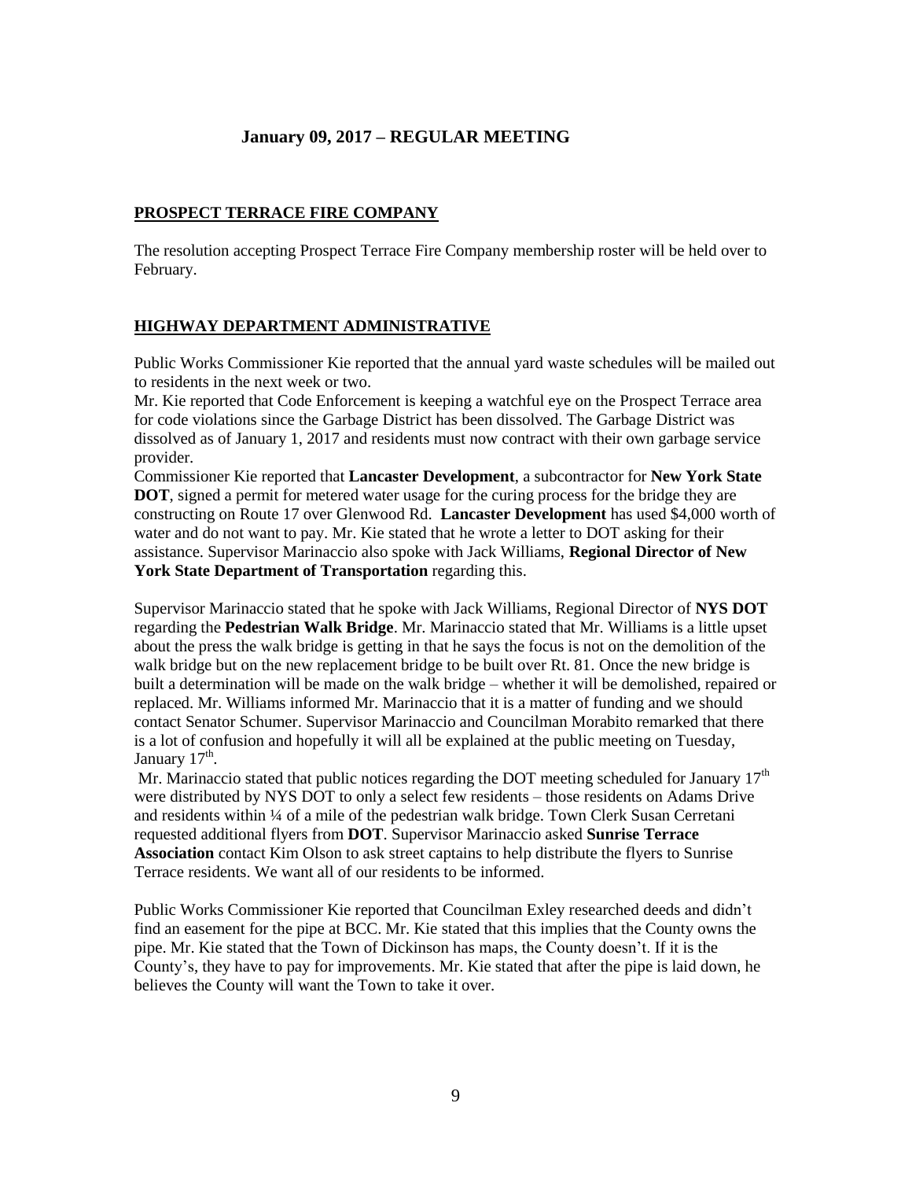## January 09, 2017 – REGULAR MEETING

### PROSPECT TERRACE FIRE COMPANY

The resolution accepting Prospect Terrace Fire Company membership roster will be held over to February.

### HIGHWAY DEPARTMENT ADMINISTRATIVE

Public Works Commissioner Kie reported that the annual yard waste schedules will be mailed out to residents in the next week or two.

Mr. Kie reported that Code Enforcement is keeping a watchful eye on the Prospect Terrace area for code violations since the Garbage District has been dissolved. The Garbage District was dissolved as of January 1, 2017 and residents must now contract with their own garbage service provider.

Commissioner Kie reported that **Lancaster Development**, a subcontractor for **New York State DOT**, signed a permit for metered water usage for the curing process for the bridge they are constructing on Route 17 over Glenwood Rd. **Lancaster Development** has used $4,000 worth of water and do not want to pay. Mr. Kie stated that he wrote a letter to DOT asking for their assistance. Supervisor Marinaccio also spoke with Jack Williams, **Regional Director of New York State Department of Transportation** regarding this.

Supervisor Marinaccio stated that he spoke with Jack Williams, Regional Director of **NYS DOT** regarding the **Pedestrian Walk Bridge**. Mr. Marinaccio stated that Mr. Williams is a little upset about the press the walk bridge is getting in that he says the focus is not on the demolition of the walk bridge but on the new replacement bridge to be built over Rt. 81. Once the new bridge is built a determination will be made on the walk bridge – whether it will be demolished, repaired or replaced. Mr. Williams informed Mr. Marinaccio that it is a matter of funding and we should contact Senator Schumer. Supervisor Marinaccio and Councilman Morabito remarked that there is a lot of confusion and hopefully it will all be explained at the public meeting on Tuesday, January 17th.

Mr. Marinaccio stated that public notices regarding the DOT meeting scheduled for January 17th were distributed by NYS DOT to only a select few residents – those residents on Adams Drive and residents within ¼ of a mile of the pedestrian walk bridge. Town Clerk Susan Cerretani requested additional flyers from **DOT**. Supervisor Marinaccio asked **Sunrise Terrace Association** contact Kim Olson to ask street captains to help distribute the flyers to Sunrise Terrace residents. We want all of our residents to be informed.

Public Works Commissioner Kie reported that Councilman Exley researched deeds and didn't find an easement for the pipe at BCC. Mr. Kie stated that this implies that the County owns the pipe. Mr. Kie stated that the Town of Dickinson has maps, the County doesn't. If it is the County's, they have to pay for improvements. Mr. Kie stated that after the pipe is laid down, he believes the County will want the Town to take it over.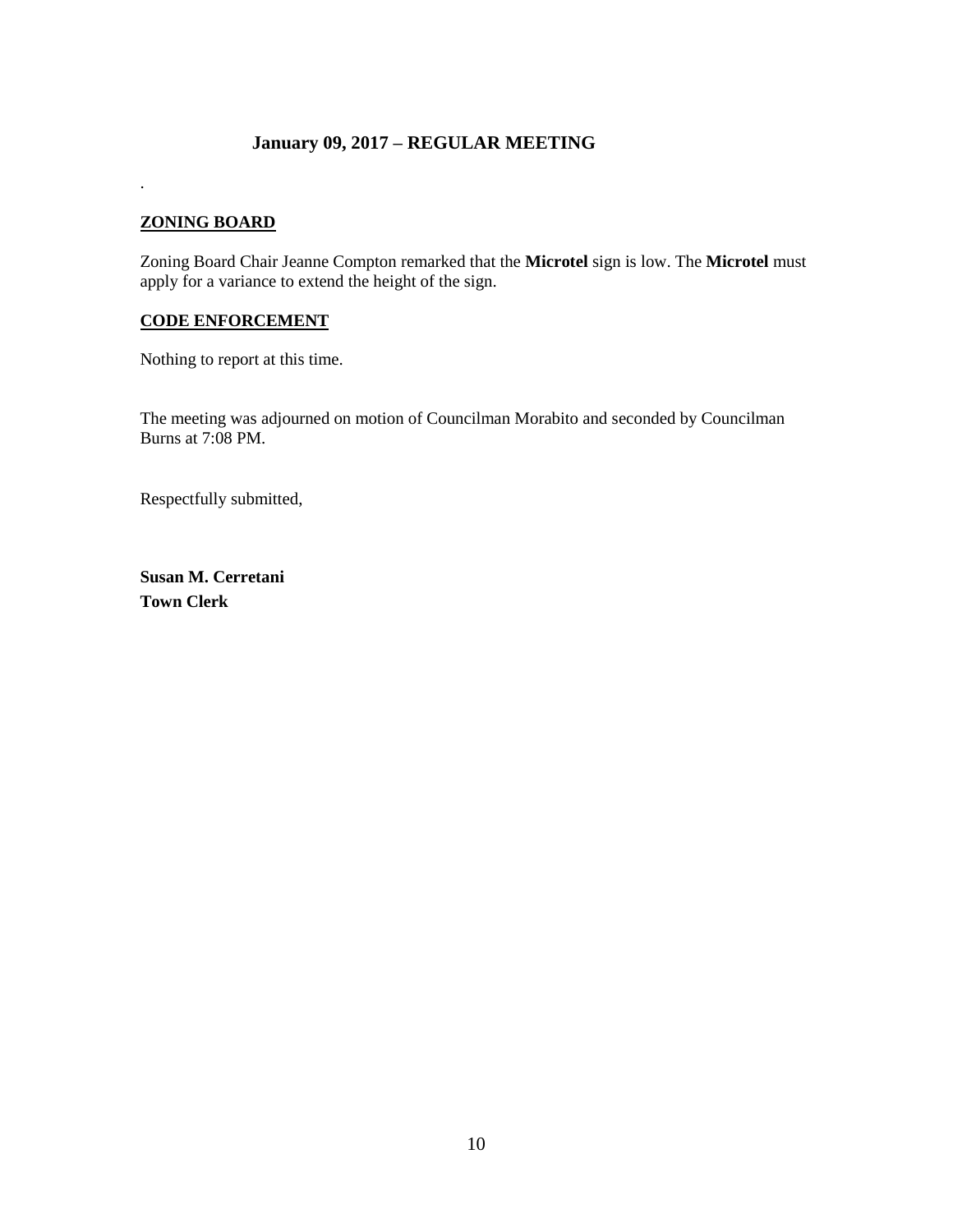**January 09, 2017 – REGULAR MEETING**

.

**ZONING BOARD**

Zoning Board Chair Jeanne Compton remarked that the **Microtel** sign is low. The **Microtel** must apply for a variance to extend the height of the sign.

**CODE ENFORCEMENT**

Nothing to report at this time.

The meeting was adjourned on motion of Councilman Morabito and seconded by Councilman Burns at 7:08 PM.

Respectfully submitted,

**Susan M. Cerretani**
**Town Clerk**